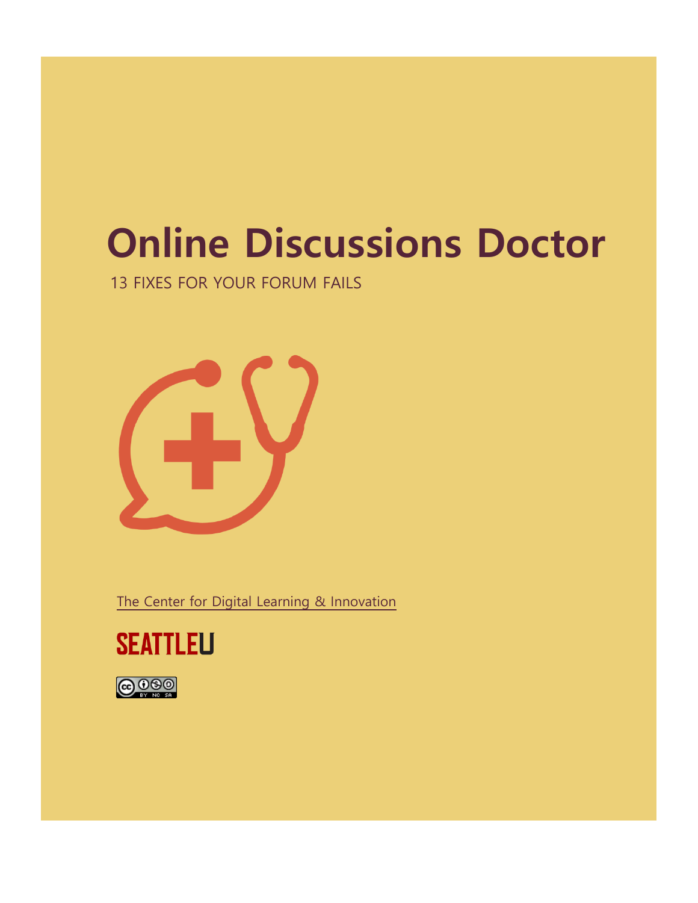# Online Discussions Doctor

13 FIXES FOR YOUR FORUM FAILS

The Center for Digital Learning & Innovation

SEATTLEU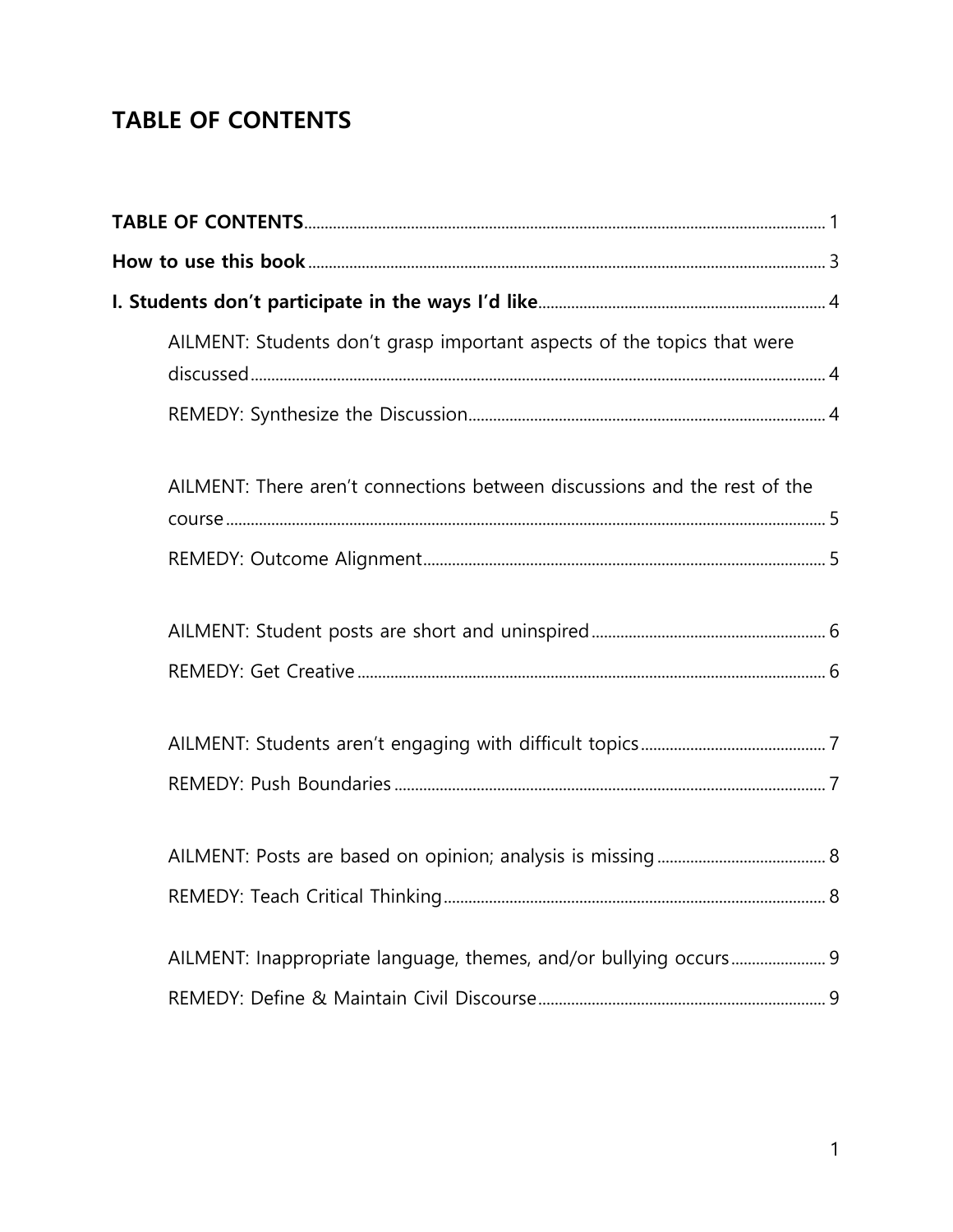# TABLE OF CONTENTS

**TABLE OF CONTENTS** ..... 1

**How to use this book** ..... 3

**I. Students don't participate in the ways I'd like** ..... 4

- AILMENT: Students don't grasp important aspects of the topics that were discussed ..... 4
- REMEDY: Synthesize the Discussion ..... 4

- AILMENT: There aren't connections between discussions and the rest of the course ..... 5
- REMEDY: Outcome Alignment ..... 5

- AILMENT: Student posts are short and uninspired ..... 6
- REMEDY: Get Creative ..... 6

- AILMENT: Students aren't engaging with difficult topics ..... 7
- REMEDY: Push Boundaries ..... 7

- AILMENT: Posts are based on opinion; analysis is missing ..... 8
- REMEDY: Teach Critical Thinking ..... 8

- AILMENT: Inappropriate language, themes, and/or bullying occurs ..... 9
- REMEDY: Define & Maintain Civil Discourse ..... 9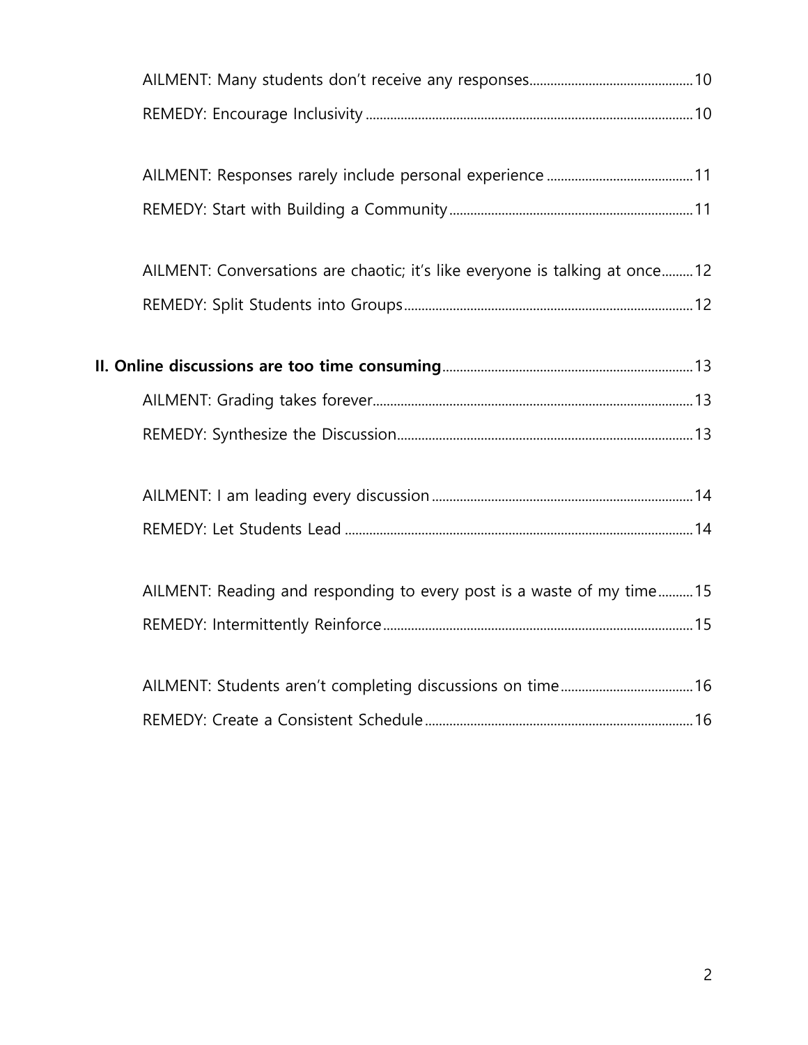AILMENT: Many students don't receive any responses 10

REMEDY: Encourage Inclusivity 10

AILMENT: Responses rarely include personal experience 11

REMEDY: Start with Building a Community 11

AILMENT: Conversations are chaotic; it's like everyone is talking at once 12

REMEDY: Split Students into Groups 12

**II. Online discussions are too time consuming** 13

AILMENT: Grading takes forever 13

REMEDY: Synthesize the Discussion 13

AILMENT: I am leading every discussion 14

REMEDY: Let Students Lead 14

AILMENT: Reading and responding to every post is a waste of my time 15

REMEDY: Intermittently Reinforce 15

AILMENT: Students aren't completing discussions on time 16

REMEDY: Create a Consistent Schedule 16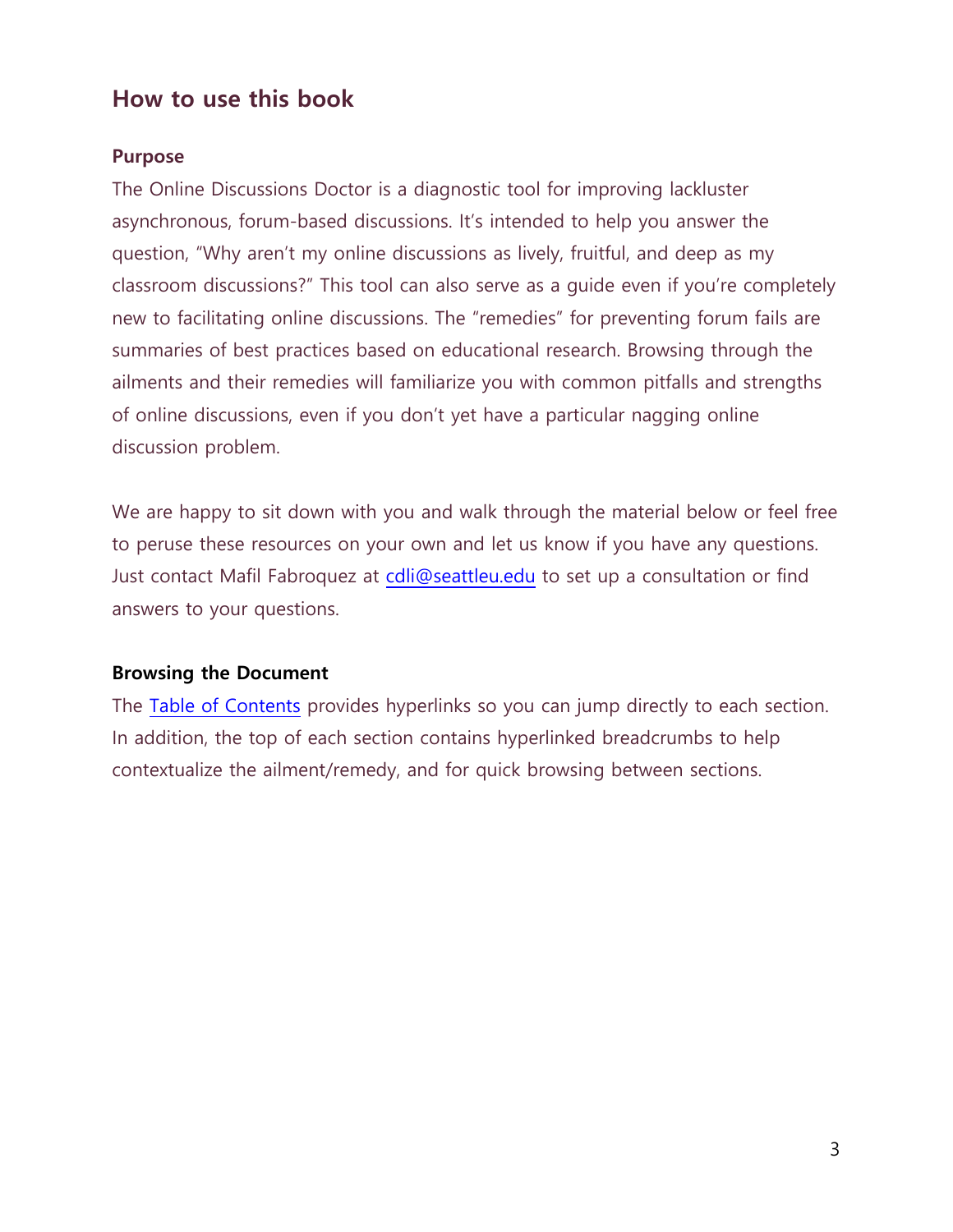## How to use this book

### Purpose

The Online Discussions Doctor is a diagnostic tool for improving lackluster asynchronous, forum-based discussions. It's intended to help you answer the question, "Why aren't my online discussions as lively, fruitful, and deep as my classroom discussions?" This tool can also serve as a guide even if you're completely new to facilitating online discussions. The "remedies" for preventing forum fails are summaries of best practices based on educational research. Browsing through the ailments and their remedies will familiarize you with common pitfalls and strengths of online discussions, even if you don't yet have a particular nagging online discussion problem.

We are happy to sit down with you and walk through the material below or feel free to peruse these resources on your own and let us know if you have any questions. Just contact Mafil Fabroquez at cdli@seattleu.edu to set up a consultation or find answers to your questions.

### Browsing the Document

The Table of Contents provides hyperlinks so you can jump directly to each section. In addition, the top of each section contains hyperlinked breadcrumbs to help contextualize the ailment/remedy, and for quick browsing between sections.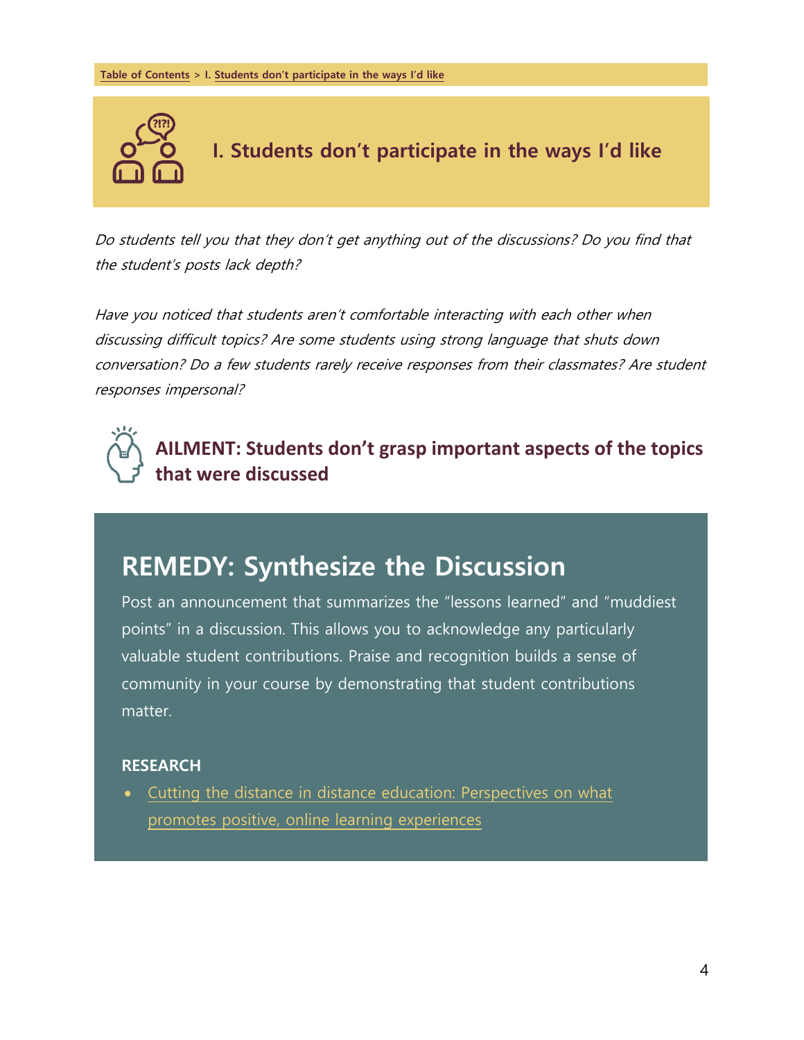Table of Contents > I. Students don't participate in the ways I'd like

# I. Students don't participate in the ways I'd like

*Do students tell you that they don't get anything out of the discussions? Do you find that the student's posts lack depth?*

*Have you noticed that students aren't comfortable interacting with each other when discussing difficult topics? Are some students using strong language that shuts down conversation? Do a few students rarely receive responses from their classmates? Are student responses impersonal?*

## AILMENT: Students don't grasp important aspects of the topics that were discussed

## REMEDY: Synthesize the Discussion

Post an announcement that summarizes the "lessons learned" and "muddiest points" in a discussion. This allows you to acknowledge any particularly valuable student contributions. Praise and recognition builds a sense of community in your course by demonstrating that student contributions matter.

**RESEARCH**

- Cutting the distance in distance education: Perspectives on what promotes positive, online learning experiences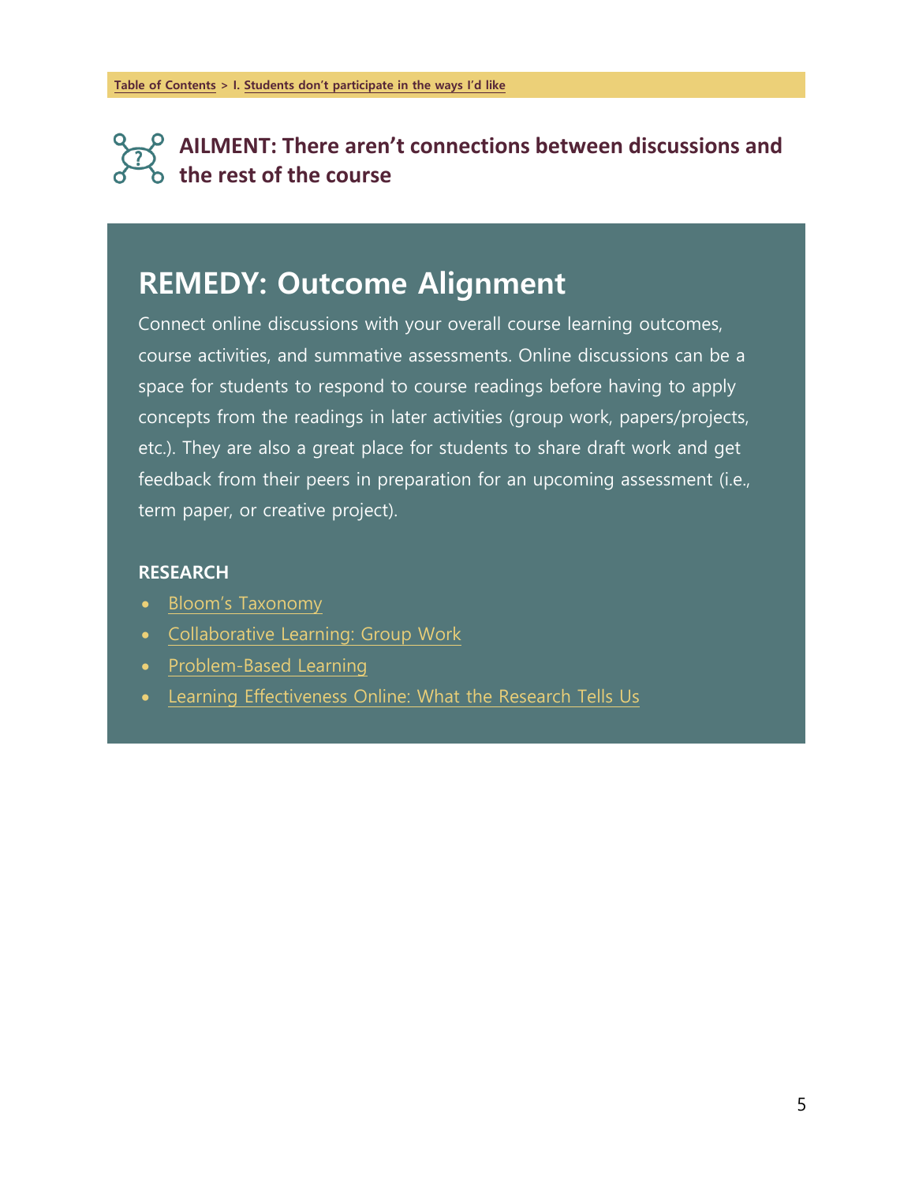Table of Contents > I. Students don't participate in the ways I'd like

## AILMENT: There aren't connections between discussions and the rest of the course

# REMEDY: Outcome Alignment

Connect online discussions with your overall course learning outcomes, course activities, and summative assessments. Online discussions can be a space for students to respond to course readings before having to apply concepts from the readings in later activities (group work, papers/projects, etc.). They are also a great place for students to share draft work and get feedback from their peers in preparation for an upcoming assessment (i.e., term paper, or creative project).

### RESEARCH

- Bloom's Taxonomy
- Collaborative Learning: Group Work
- Problem-Based Learning
- Learning Effectiveness Online: What the Research Tells Us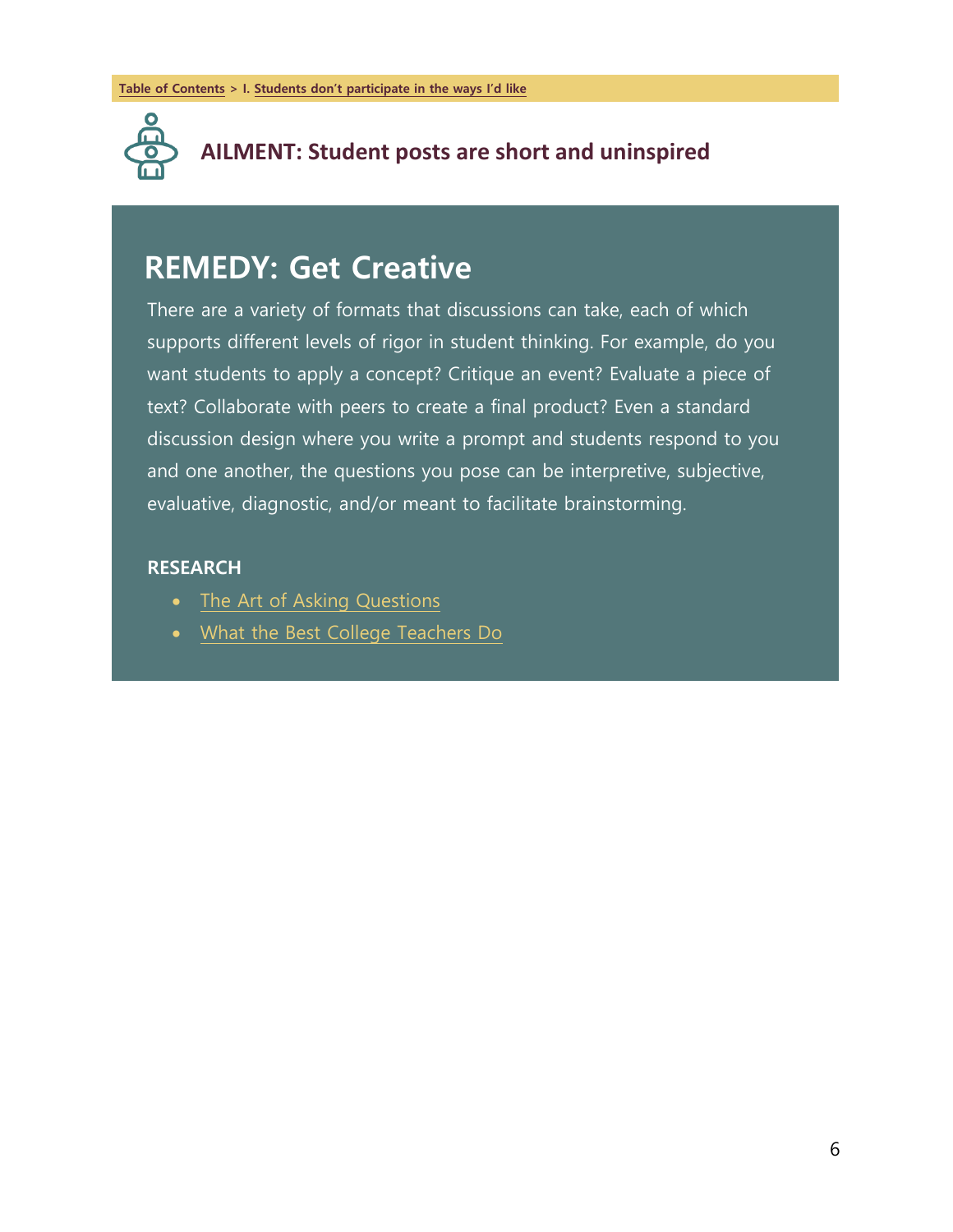Table of Contents > I. Students don't participate in the ways I'd like

## AILMENT: Student posts are short and uninspired

# REMEDY: Get Creative

There are a variety of formats that discussions can take, each of which supports different levels of rigor in student thinking. For example, do you want students to apply a concept? Critique an event? Evaluate a piece of text? Collaborate with peers to create a final product? Even a standard discussion design where you write a prompt and students respond to you and one another, the questions you pose can be interpretive, subjective, evaluative, diagnostic, and/or meant to facilitate brainstorming.

**RESEARCH**

- The Art of Asking Questions
- What the Best College Teachers Do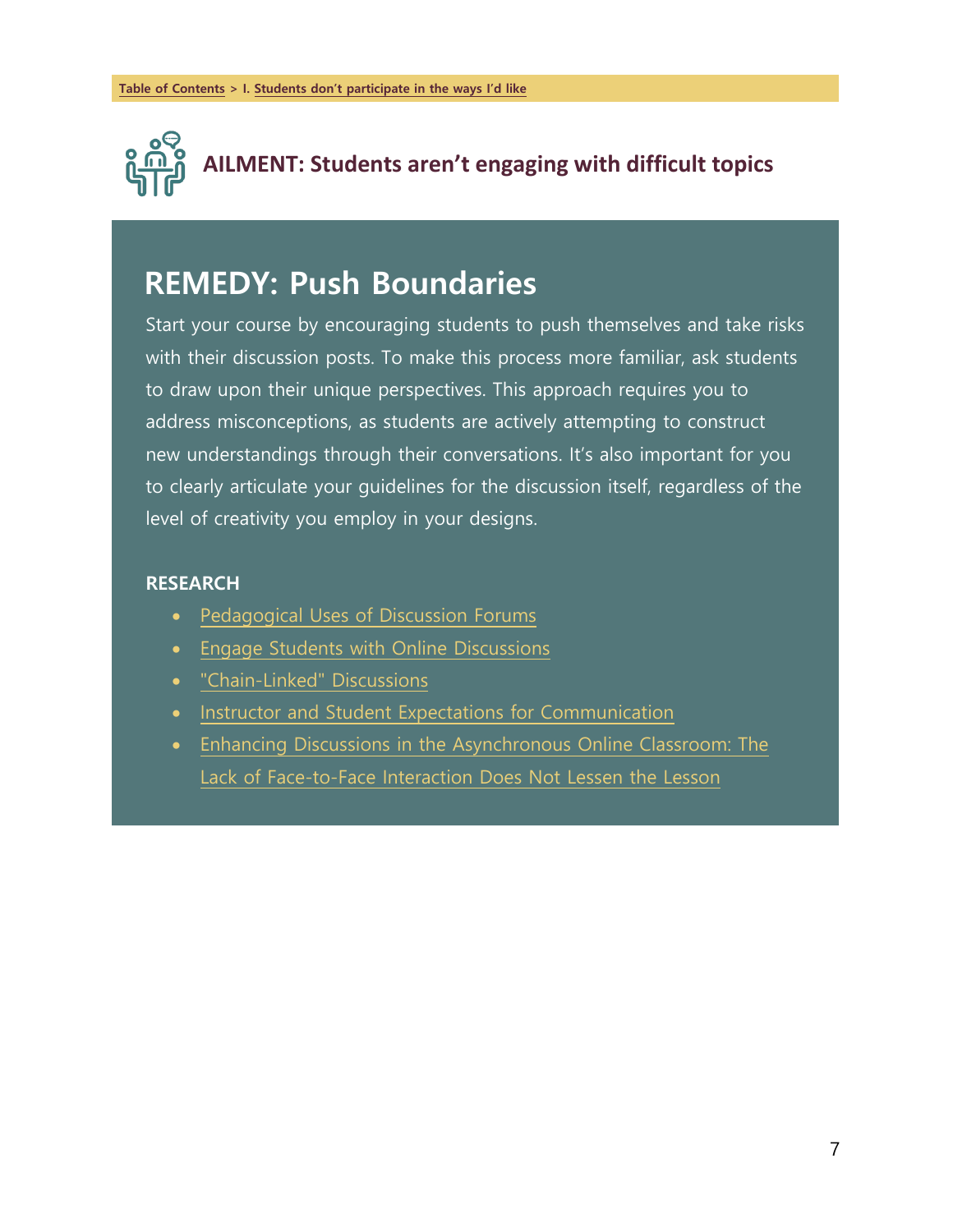Table of Contents > I. Students don't participate in the ways I'd like

## AILMENT: Students aren't engaging with difficult topics

# REMEDY: Push Boundaries

Start your course by encouraging students to push themselves and take risks with their discussion posts. To make this process more familiar, ask students to draw upon their unique perspectives. This approach requires you to address misconceptions, as students are actively attempting to construct new understandings through their conversations. It's also important for you to clearly articulate your guidelines for the discussion itself, regardless of the level of creativity you employ in your designs.

### RESEARCH

- Pedagogical Uses of Discussion Forums
- Engage Students with Online Discussions
- "Chain-Linked" Discussions
- Instructor and Student Expectations for Communication
- Enhancing Discussions in the Asynchronous Online Classroom: The Lack of Face-to-Face Interaction Does Not Lessen the Lesson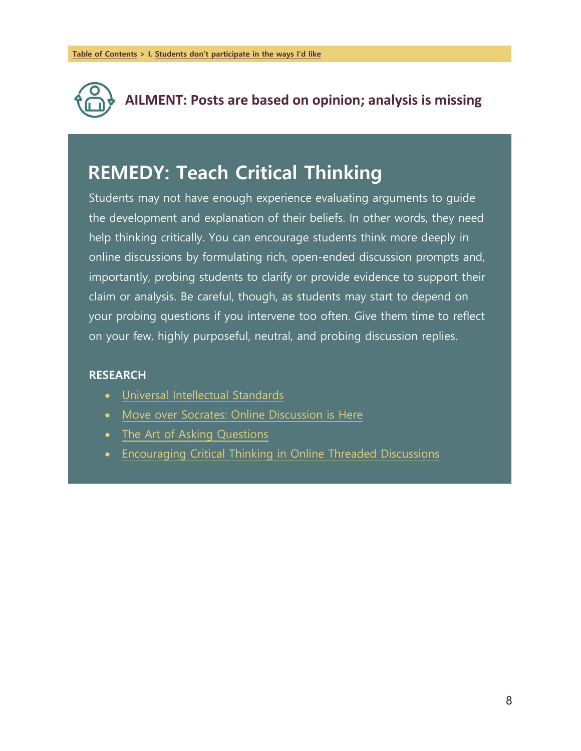Table of Contents > I. Students don't participate in the ways I'd like

## AILMENT: Posts are based on opinion; analysis is missing

# REMEDY: Teach Critical Thinking

Students may not have enough experience evaluating arguments to guide the development and explanation of their beliefs. In other words, they need help thinking critically. You can encourage students think more deeply in online discussions by formulating rich, open-ended discussion prompts and, importantly, probing students to clarify or provide evidence to support their claim or analysis. Be careful, though, as students may start to depend on your probing questions if you intervene too often. Give them time to reflect on your few, highly purposeful, neutral, and probing discussion replies.

**RESEARCH**

- Universal Intellectual Standards
- Move over Socrates: Online Discussion is Here
- The Art of Asking Questions
- Encouraging Critical Thinking in Online Threaded Discussions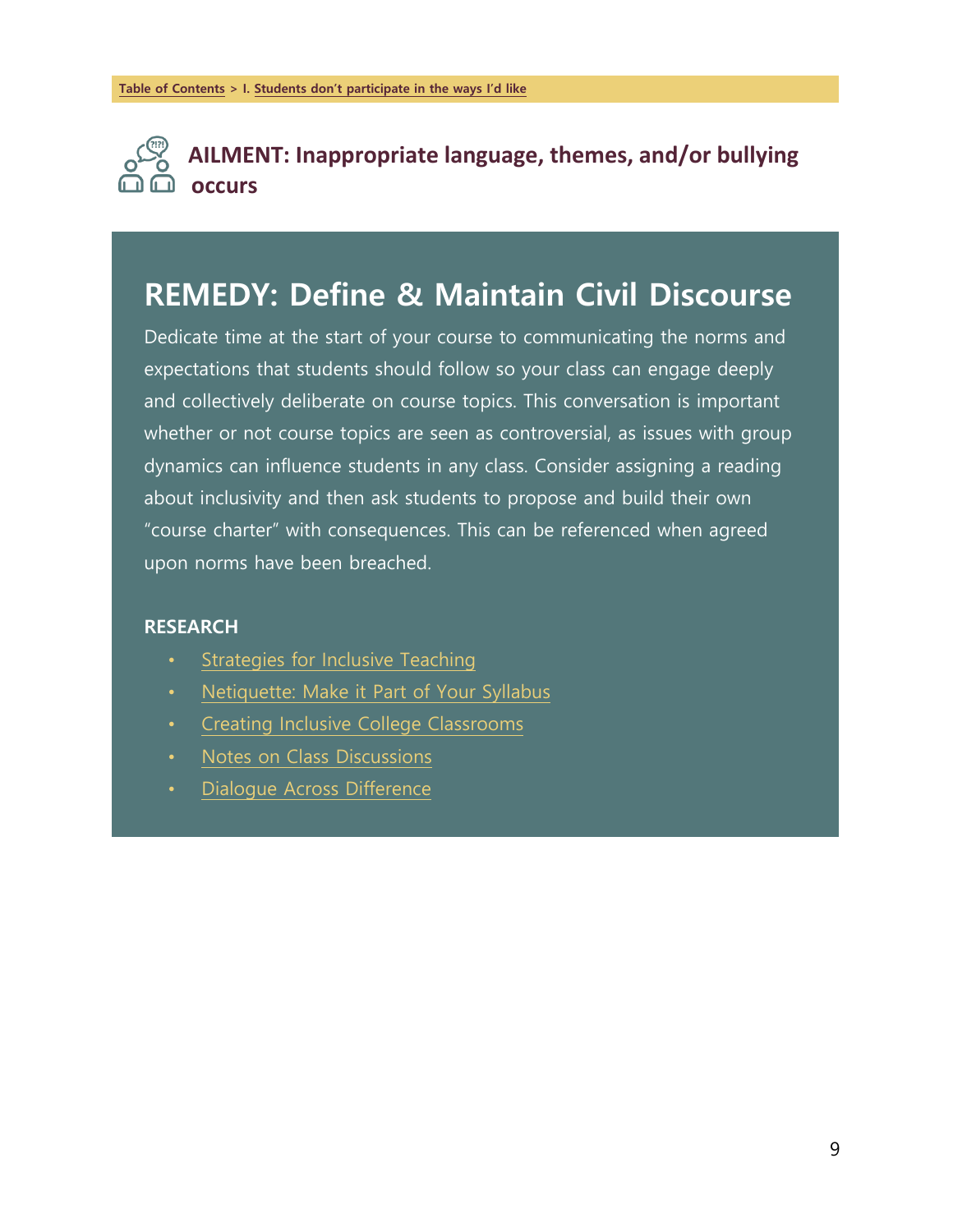Table of Contents > I. Students don't participate in the ways I'd like

## AILMENT: Inappropriate language, themes, and/or bullying occurs

## REMEDY: Define & Maintain Civil Discourse

Dedicate time at the start of your course to communicating the norms and expectations that students should follow so your class can engage deeply and collectively deliberate on course topics. This conversation is important whether or not course topics are seen as controversial, as issues with group dynamics can influence students in any class. Consider assigning a reading about inclusivity and then ask students to propose and build their own "course charter" with consequences. This can be referenced when agreed upon norms have been breached.

**RESEARCH**

- Strategies for Inclusive Teaching
- Netiquette: Make it Part of Your Syllabus
- Creating Inclusive College Classrooms
- Notes on Class Discussions
- Dialogue Across Difference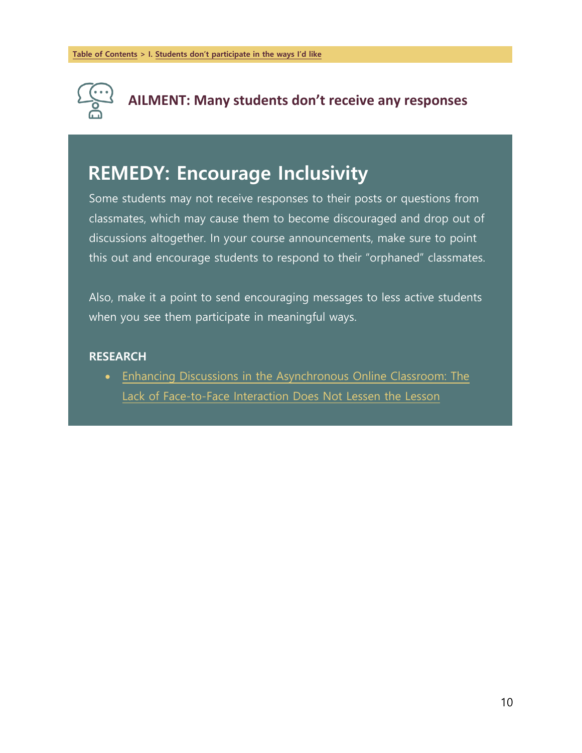**Table of Contents** > **I. Students don't participate in the ways I'd like**

## AILMENT: Many students don't receive any responses

# REMEDY: Encourage Inclusivity

Some students may not receive responses to their posts or questions from classmates, which may cause them to become discouraged and drop out of discussions altogether. In your course announcements, make sure to point this out and encourage students to respond to their "orphaned" classmates.

Also, make it a point to send encouraging messages to less active students when you see them participate in meaningful ways.

**RESEARCH**

- Enhancing Discussions in the Asynchronous Online Classroom: The Lack of Face-to-Face Interaction Does Not Lessen the Lesson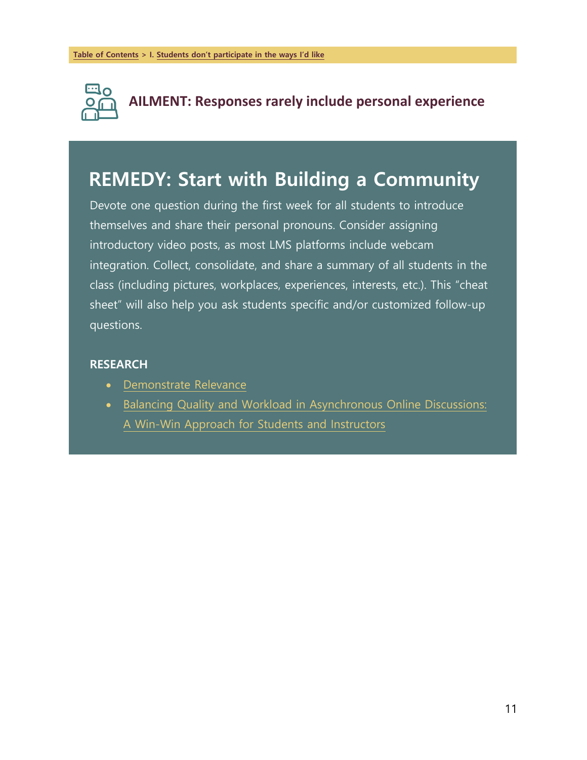Table of Contents > I. Students don't participate in the ways I'd like

## AILMENT: Responses rarely include personal experience

## REMEDY: Start with Building a Community

Devote one question during the first week for all students to introduce themselves and share their personal pronouns. Consider assigning introductory video posts, as most LMS platforms include webcam integration. Collect, consolidate, and share a summary of all students in the class (including pictures, workplaces, experiences, interests, etc.). This "cheat sheet" will also help you ask students specific and/or customized follow-up questions.

**RESEARCH**

- Demonstrate Relevance
- Balancing Quality and Workload in Asynchronous Online Discussions: A Win-Win Approach for Students and Instructors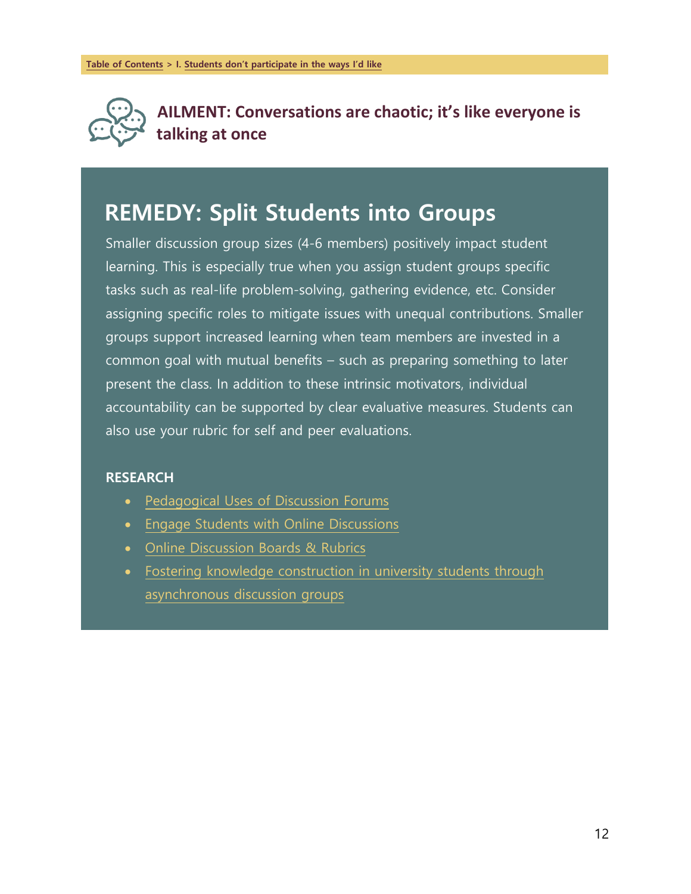Table of Contents > I. Students don't participate in the ways I'd like

## AILMENT: Conversations are chaotic; it's like everyone is talking at once

# REMEDY: Split Students into Groups

Smaller discussion group sizes (4-6 members) positively impact student learning. This is especially true when you assign student groups specific tasks such as real-life problem-solving, gathering evidence, etc. Consider assigning specific roles to mitigate issues with unequal contributions. Smaller groups support increased learning when team members are invested in a common goal with mutual benefits – such as preparing something to later present the class. In addition to these intrinsic motivators, individual accountability can be supported by clear evaluative measures. Students can also use your rubric for self and peer evaluations.

**RESEARCH**

- Pedagogical Uses of Discussion Forums
- Engage Students with Online Discussions
- Online Discussion Boards & Rubrics
- Fostering knowledge construction in university students through asynchronous discussion groups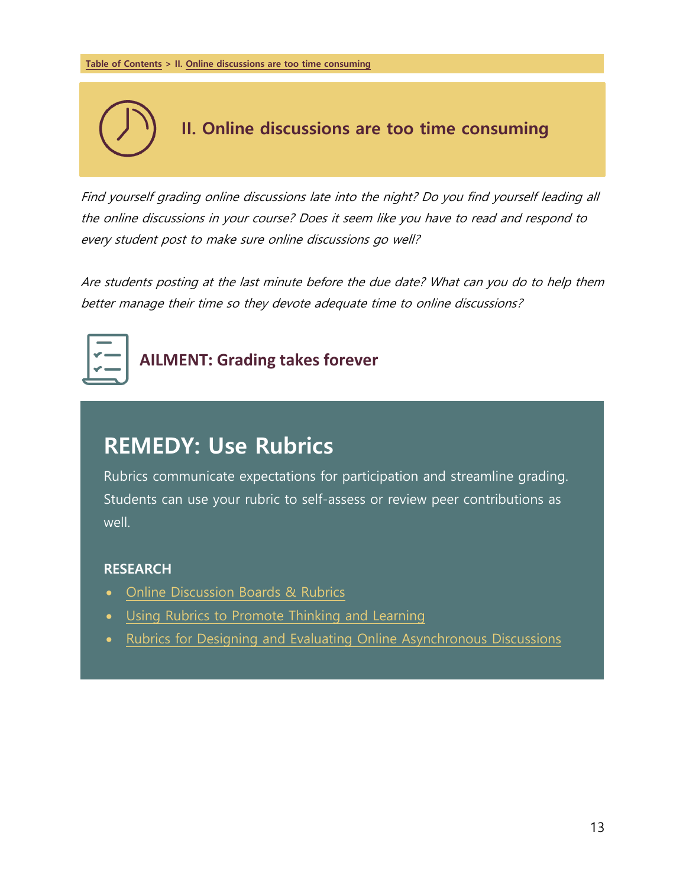Table of Contents > II. Online discussions are too time consuming

## II. Online discussions are too time consuming

*Find yourself grading online discussions late into the night? Do you find yourself leading all the online discussions in your course? Does it seem like you have to read and respond to every student post to make sure online discussions go well?*

*Are students posting at the last minute before the due date? What can you do to help them better manage their time so they devote adequate time to online discussions?*

### AILMENT: Grading takes forever

## REMEDY: Use Rubrics

Rubrics communicate expectations for participation and streamline grading. Students can use your rubric to self-assess or review peer contributions as well.

**RESEARCH**

- Online Discussion Boards & Rubrics
- Using Rubrics to Promote Thinking and Learning
- Rubrics for Designing and Evaluating Online Asynchronous Discussions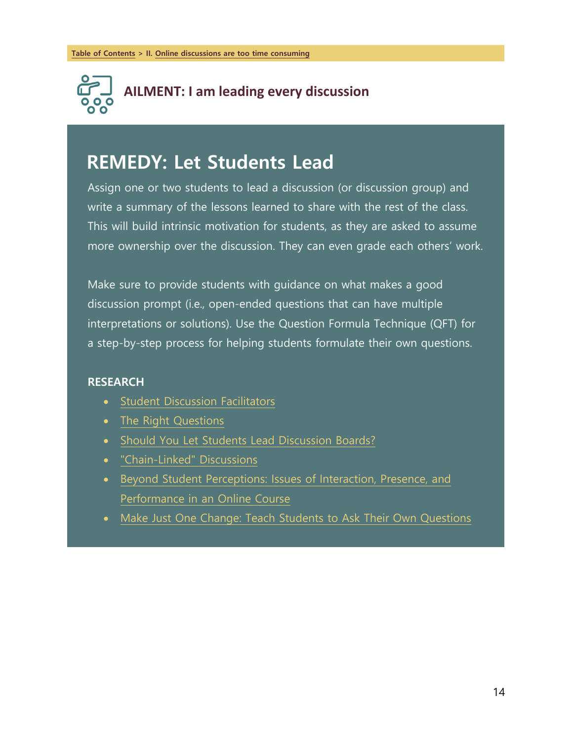Table of Contents > II. Online discussions are too time consuming

## AILMENT: I am leading every discussion

# REMEDY: Let Students Lead

Assign one or two students to lead a discussion (or discussion group) and write a summary of the lessons learned to share with the rest of the class. This will build intrinsic motivation for students, as they are asked to assume more ownership over the discussion. They can even grade each others' work.

Make sure to provide students with guidance on what makes a good discussion prompt (i.e., open-ended questions that can have multiple interpretations or solutions). Use the Question Formula Technique (QFT) for a step-by-step process for helping students formulate their own questions.

**RESEARCH**

- Student Discussion Facilitators
- The Right Questions
- Should You Let Students Lead Discussion Boards?
- "Chain-Linked" Discussions
- Beyond Student Perceptions: Issues of Interaction, Presence, and Performance in an Online Course
- Make Just One Change: Teach Students to Ask Their Own Questions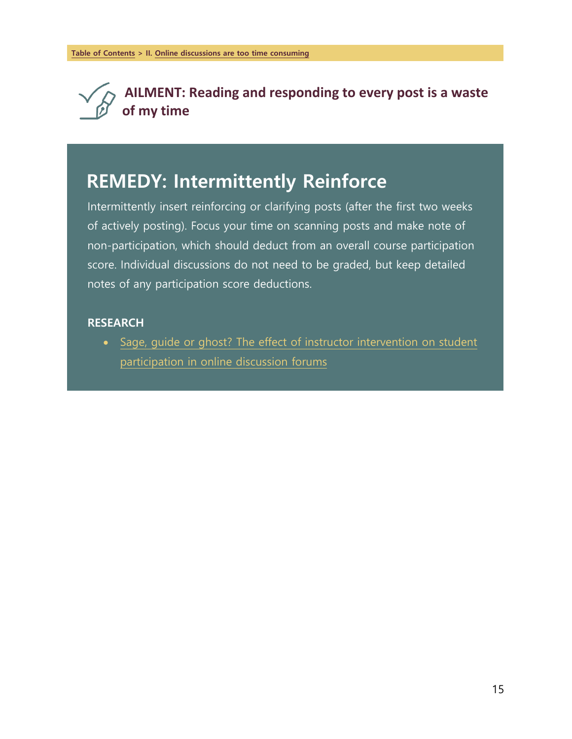Table of Contents > II. Online discussions are too time consuming

## AILMENT: Reading and responding to every post is a waste of my time

## REMEDY: Intermittently Reinforce

Intermittently insert reinforcing or clarifying posts (after the first two weeks of actively posting). Focus your time on scanning posts and make note of non-participation, which should deduct from an overall course participation score. Individual discussions do not need to be graded, but keep detailed notes of any participation score deductions.

**RESEARCH**

- Sage, guide or ghost? The effect of instructor intervention on student participation in online discussion forums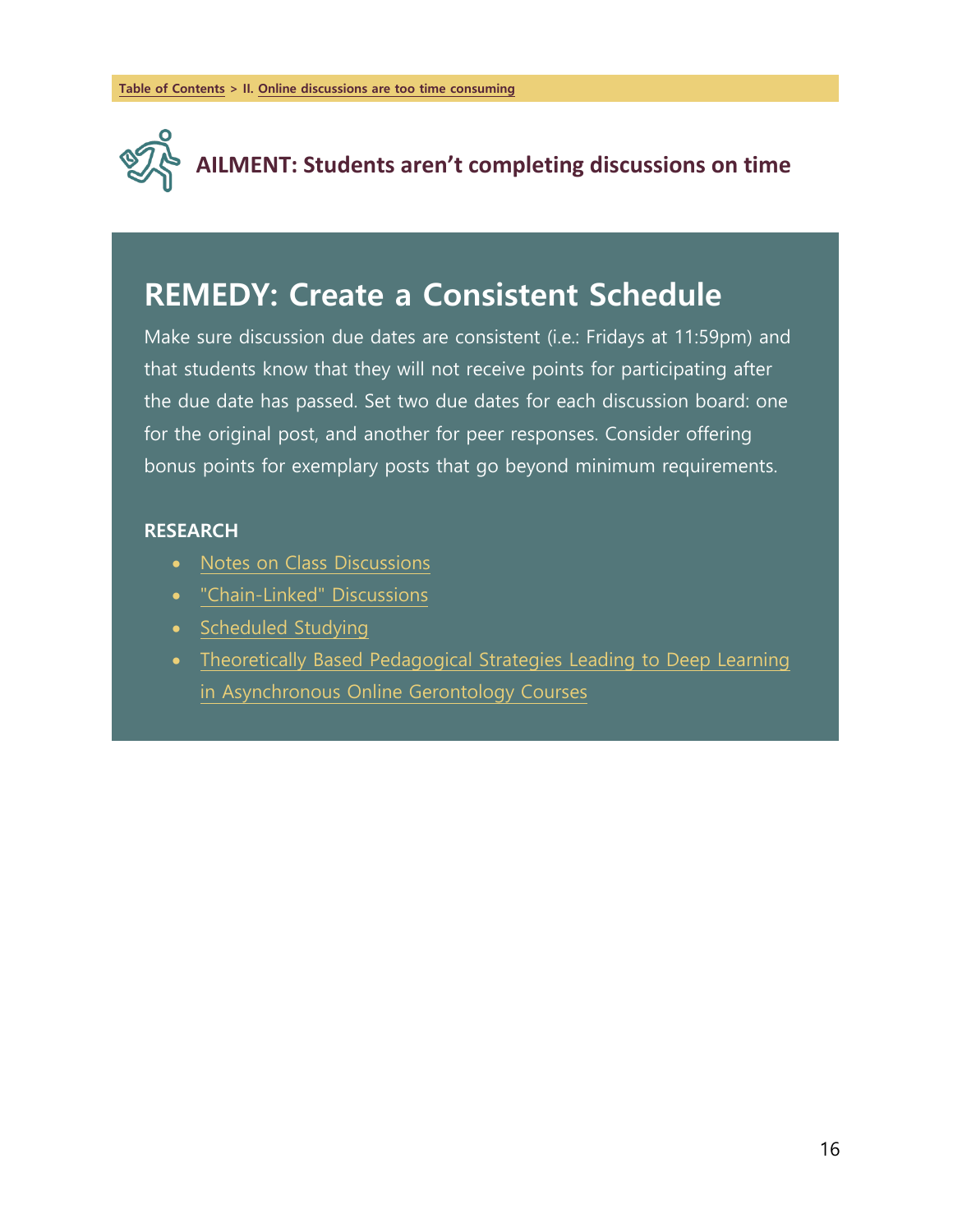Table of Contents > II. Online discussions are too time consuming

## AILMENT: Students aren't completing discussions on time

# REMEDY: Create a Consistent Schedule

Make sure discussion due dates are consistent (i.e.: Fridays at 11:59pm) and that students know that they will not receive points for participating after the due date has passed. Set two due dates for each discussion board: one for the original post, and another for peer responses. Consider offering bonus points for exemplary posts that go beyond minimum requirements.

**RESEARCH**

- Notes on Class Discussions
- "Chain-Linked" Discussions
- Scheduled Studying
- Theoretically Based Pedagogical Strategies Leading to Deep Learning in Asynchronous Online Gerontology Courses